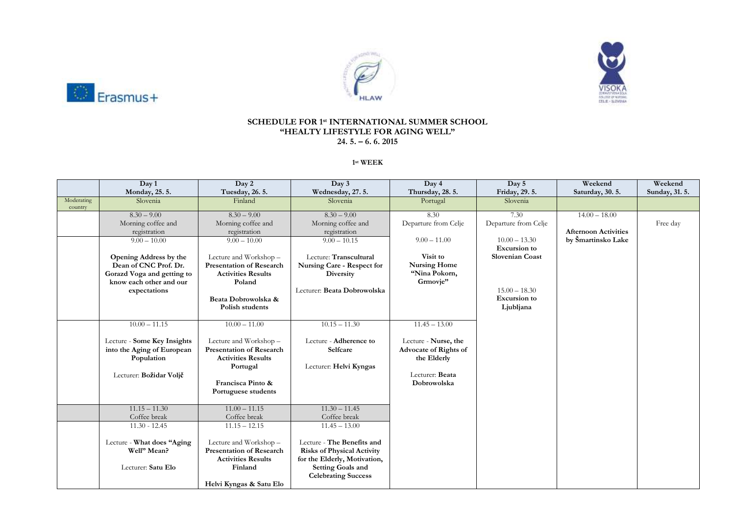**SCHEDULE FOR 1st INTERNATIONAL SUMMER SCHOOL**
**"HEALTY LIFESTYLE FOR AGING WELL"**
**24. 5. – 6. 6. 2015**

**1st WEEK**

| | Day 1<br>Monday, 25. 5. | Day 2<br>Tuesday, 26. 5. | Day 3<br>Wednesday, 27. 5. | Day 4<br>Thursday, 28. 5. | Day 5<br>Friday, 29. 5. | Weekend<br>Saturday, 30. 5. | Weekend<br>Sunday, 31. 5. |
|---|---|---|---|---|---|---|---|
| Moderating country | Slovenia | Finland | Slovenia | Portugal | Slovenia | | |
| | 8.30 – 9.00<br>Morning coffee and registration | 8.30 – 9.00<br>Morning coffee and registration | 8.30 – 9.00<br>Morning coffee and registration | 8.30<br>Departure from Celje | 7.30<br>Departure from Celje | 14.00 – 18.00<br>**Afternoon Activities by Šmartinsko Lake** | Free day |
| | 9.00 – 10.00<br>**Opening Address by the Dean of CNC Prof. Dr. Gorazd Voga and getting to know each other and our expectations** | 9.00 – 10.00<br>Lecture and Workshop – **Presentation of Research Activities Results Poland**<br>**Beata Dobrowolska & Polish students** | 9.00 – 10.15<br>Lecture: **Transcultural Nursing Care - Respect for Diversity**<br>Lecturer: **Beata Dobrowolska** | 9.00 – 11.00<br>**Visit to Nursing Home "Nina Pokorn, Grmovje"** | 10.00 – 13.30<br>**Excursion to Slovenian Coast**<br>15.00 – 18.30<br>**Excursion to Ljubljana** | | |
| | 10.00 – 11.15<br>Lecture - **Some Key Insights into the Aging of European Population**<br>Lecturer: **Božidar Voljč** | 10.00 – 11.00<br>Lecture and Workshop – **Presentation of Research Activities Results Portugal**<br>**Francisca Pinto & Portuguese students** | 10.15 – 11.30<br>Lecture - **Adherence to Selfcare**<br>Lecturer: **Helvi Kyngas** | 11.45 – 13.00<br>Lecture - **Nurse, the Advocate of Rights of the Elderly**<br>Lecturer: **Beata Dobrowolska** | | | |
| | 11.15 – 11.30<br>Coffee break | 11.00 – 11.15<br>Coffee break | 11.30 – 11.45<br>Coffee break | | | | |
| | 11.30 - 12.45<br>Lecture - **What does "Aging Well" Mean?**<br>Lecturer: **Satu Elo** | 11.15 – 12.15<br>Lecture and Workshop – **Presentation of Research Activities Results Finland**<br>**Helvi Kyngas & Satu Elo** | 11.45 – 13.00<br>Lecture - **The Benefits and Risks of Physical Activity for the Elderly, Motivation, Setting Goals and Celebrating Success** | | | | |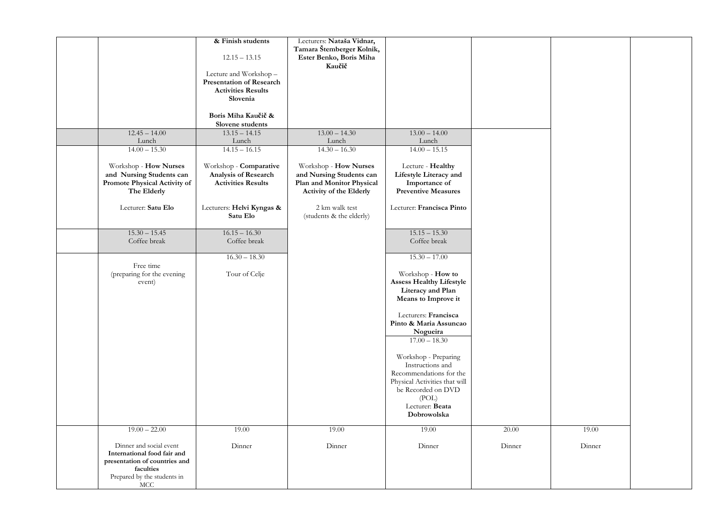| | | | | | | | |
|---|---|---|---|---|---|---|---|
| | | **& Finish students**<br><br>12.15 – 13.15<br><br>Lecture and Workshop – **Presentation of Research Activities Results Slovenia**<br><br>**Boris Miha Kaučič & Slovene students** | Lecturers: **Nataša Vidnar, Tamara Štemberger Kolnik, Ester Benko, Boris Miha Kaučič** | | | | |
| | 12.45 – 14.00<br>Lunch | 13.15 – 14.15<br>Lunch | 13.00 – 14.30<br>Lunch | 13.00 – 14.00<br>Lunch | | | |
| | 14.00 – 15.30<br><br>Workshop - **How Nurses and Nursing Students can Promote Physical Activity of The Elderly**<br><br>Lecturer: **Satu Elo** | 14.15 – 16.15<br><br>Workshop - **Comparative Analysis of Research Activities Results**<br><br>Lecturers: **Helvi Kyngas & Satu Elo** | 14.30 – 16.30<br><br>Workshop - **How Nurses and Nursing Students can Plan and Monitor Physical Activity of the Elderly**<br><br>2 km walk test (students & the elderly) | 14.00 – 15.15<br><br>Lecture - **Healthy Lifestyle Literacy and Importance of Preventive Measures**<br><br>Lecturer: **Francisca Pinto** | | | |
| | 15.30 – 15.45<br>Coffee break | 16.15 – 16.30<br>Coffee break | | 15.15 – 15.30<br>Coffee break | | | |
| | Free time<br>(preparing for the evening event) | 16.30 – 18.30<br><br>Tour of Celje | | 15.30 – 17.00<br><br>Workshop - **How to Assess Healthy Lifestyle Literacy and Plan Means to Improve it**<br><br>Lecturers: **Francisca Pinto & Maria Assuncao Nogueira**<br><br>17.00 – 18.30<br><br>Workshop - Preparing Instructions and Recommendations for the Physical Activities that will be Recorded on DVD (POL)<br>Lecturer: **Beata Dobrowolska** | | | |
| | 19.00 – 22.00<br><br>Dinner and social event<br>**International food fair and presentation of countries and faculties**<br>Prepared by the students in MCC | 19.00<br><br>Dinner | 19.00<br><br>Dinner | 19.00<br><br>Dinner | 20.00<br><br>Dinner | 19.00<br><br>Dinner | |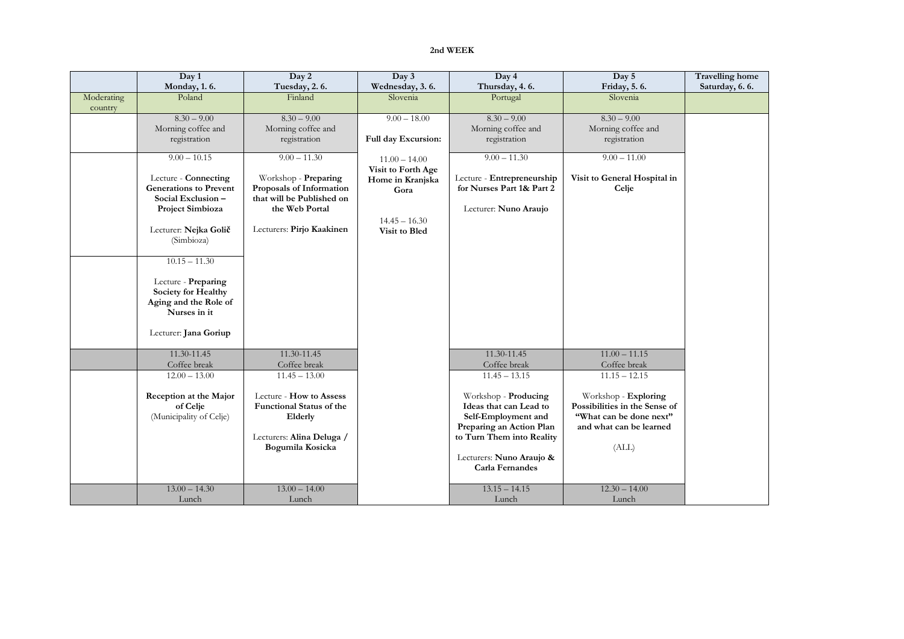**2nd WEEK**

| | Day 1<br>Monday, 1. 6. | Day 2<br>Tuesday, 2. 6. | Day 3<br>Wednesday, 3. 6. | Day 4<br>Thursday, 4. 6. | Day 5<br>Friday, 5. 6. | Travelling home<br>Saturday, 6. 6. |
|---|---|---|---|---|---|---|
| Moderating country | Poland | Finland | Slovenia | Portugal | Slovenia | |
| | 8.30 – 9.00<br>Morning coffee and registration | 8.30 – 9.00<br>Morning coffee and registration | 9.00 – 18.00<br><br>**Full day Excursion:**<br><br>11.00 – 14.00<br>**Visit to Forth Age Home in Kranjska Gora**<br><br>14.45 – 16.30<br>**Visit to Bled** | 8.30 – 9.00<br>Morning coffee and registration | 8.30 – 9.00<br>Morning coffee and registration | |
| | 9.00 – 10.15<br><br>Lecture - **Connecting Generations to Prevent Social Exclusion – Project Simbioza**<br><br>Lecturer: **Nejka Golič** (Simbioza) | 9.00 – 11.30<br><br>Workshop - **Preparing Proposals of Information that will be Published on the Web Portal**<br><br>Lecturers: **Pirjo Kaakinen** | | 9.00 – 11.30<br><br>Lecture - **Entrepreneurship for Nurses Part 1& Part 2**<br><br>Lecturer: **Nuno Araujo** | 9.00 – 11.00<br><br>**Visit to General Hospital in Celje** | |
| | 10.15 – 11.30<br><br>Lecture - **Preparing Society for Healthy Aging and the Role of Nurses in it**<br><br>Lecturer: **Jana Goriup** | | | | | |
| | 11.30-11.45<br>Coffee break | 11.30-11.45<br>Coffee break | | 11.30-11.45<br>Coffee break | 11.00 – 11.15<br>Coffee break | |
| | 12.00 – 13.00<br><br>**Reception at the Major of Celje**<br>(Municipality of Celje) | 11.45 – 13.00<br><br>Lecture - **How to Assess Functional Status of the Elderly**<br><br>Lecturers: **Alina Deluga / Bogumila Kosicka** | | 11.45 – 13.15<br><br>Workshop - **Producing Ideas that can Lead to Self-Employment and Preparing an Action Plan to Turn Them into Reality**<br><br>Lecturers: **Nuno Araujo & Carla Fernandes** | 11.15 – 12.15<br><br>Workshop - **Exploring Possibilities in the Sense of "What can be done next" and what can be learned**<br><br>(ALL) | |
| | 13.00 – 14.30<br>Lunch | 13.00 – 14.00<br>Lunch | | 13.15 – 14.15<br>Lunch | 12.30 – 14.00<br>Lunch | |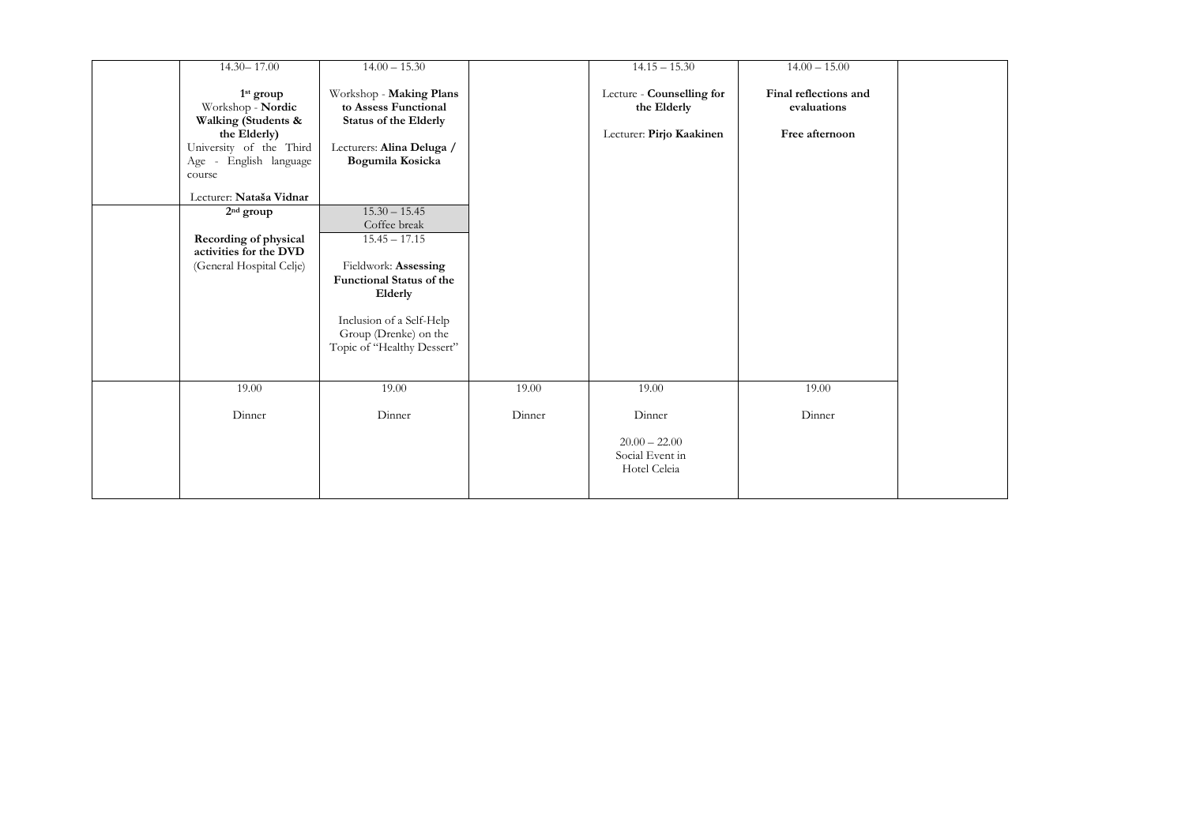| | | | | | | |
|---|---|---|---|---|---|---|
| | 14.30– 17.00<br><br>**1st group**<br>Workshop - **Nordic Walking (Students & the Elderly)**<br>University of the Third Age - English language course<br><br>Lecturer: **Nataša Vidnar** | 14.00 – 15.30<br><br>Workshop - **Making Plans to Assess Functional Status of the Elderly**<br><br>Lecturers: **Alina Deluga / Bogumila Kosicka** | | 14.15 – 15.30<br><br>Lecture - **Counselling for the Elderly**<br><br>Lecturer: **Pirjo Kaakinen** | 14.00 – 15.00<br><br>**Final reflections and evaluations**<br><br>**Free afternoon** | |
| | **2nd group**<br><br>**Recording of physical activities for the DVD**<br>(General Hospital Celje) | 15.30 – 15.45<br>Coffee break<br>15.45 – 17.15<br><br>Fieldwork: **Assessing Functional Status of the Elderly**<br><br>Inclusion of a Self-Help Group (Drenke) on the Topic of "Healthy Dessert" | | | | |
| | 19.00<br><br>Dinner | 19.00<br><br>Dinner | 19.00<br><br>Dinner | 19.00<br><br>Dinner<br><br>20.00 – 22.00<br>Social Event in Hotel Celeia | 19.00<br><br>Dinner | |